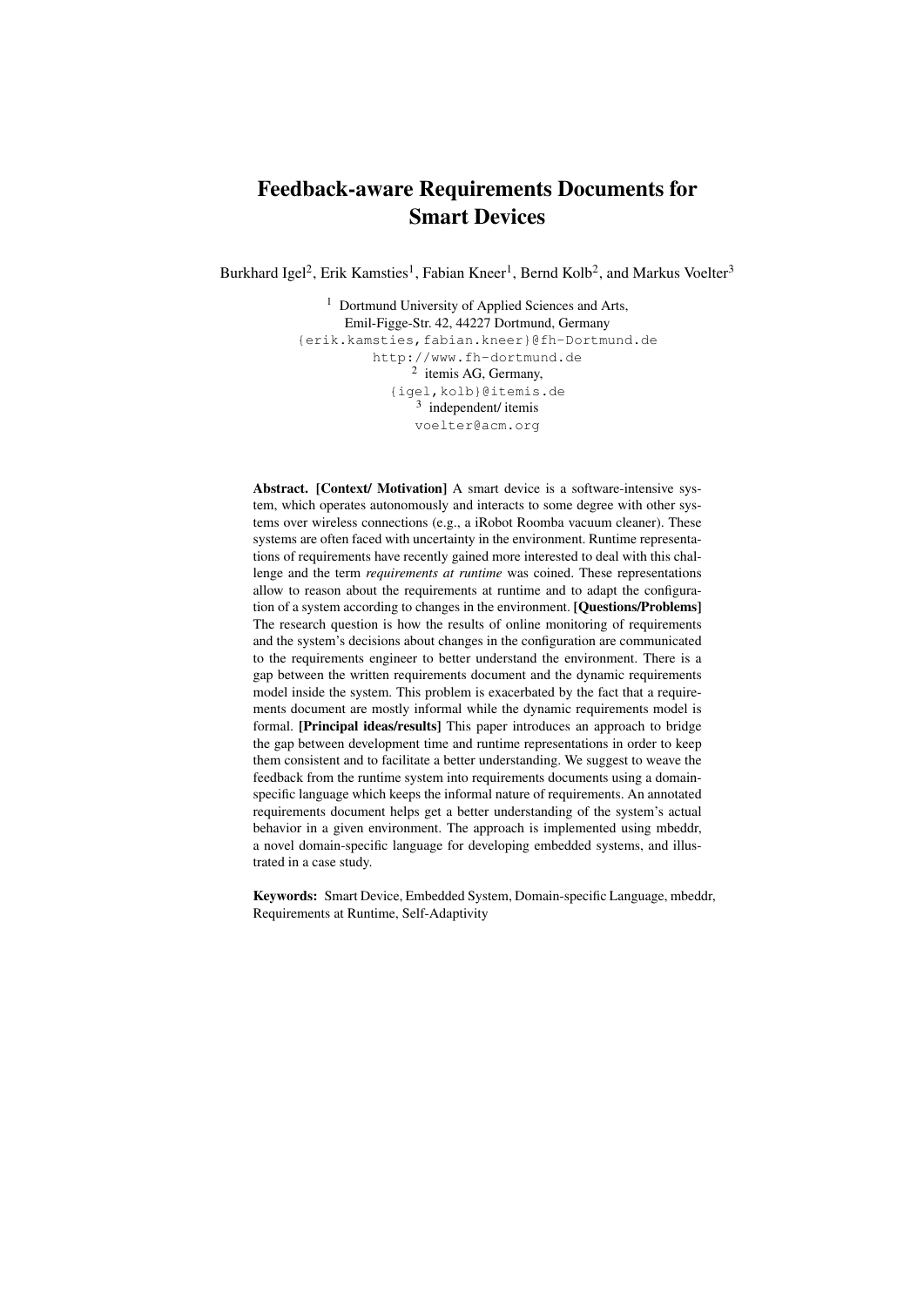# Feedback-aware Requirements Documents for Smart Devices

Burkhard Igel[2], Erik Kamsties[1], Fabian Kneer[1], Bernd Kolb[2], and Markus Voelter[3]

[1] Dortmund University of Applied Sciences and Arts,
Emil-Figge-Str. 42, 44227 Dortmund, Germany
{erik.kamsties,fabian.kneer}@fh-Dortmund.de
http://www.fh-dortmund.de
[2] itemis AG, Germany,
{igel,kolb}@itemis.de
[3] independent/ itemis
voelter@acm.org

**Abstract. [Context/ Motivation]** A smart device is a software-intensive system, which operates autonomously and interacts to some degree with other systems over wireless connections (e.g., a iRobot Roomba vacuum cleaner). These systems are often faced with uncertainty in the environment. Runtime representations of requirements have recently gained more interested to deal with this challenge and the term *requirements at runtime* was coined. These representations allow to reason about the requirements at runtime and to adapt the configuration of a system according to changes in the environment. **[Questions/Problems]** The research question is how the results of online monitoring of requirements and the system's decisions about changes in the configuration are communicated to the requirements engineer to better understand the environment. There is a gap between the written requirements document and the dynamic requirements model inside the system. This problem is exacerbated by the fact that a requirements document are mostly informal while the dynamic requirements model is formal. **[Principal ideas/results]** This paper introduces an approach to bridge the gap between development time and runtime representations in order to keep them consistent and to facilitate a better understanding. We suggest to weave the feedback from the runtime system into requirements documents using a domain-specific language which keeps the informal nature of requirements. An annotated requirements document helps get a better understanding of the system's actual behavior in a given environment. The approach is implemented using mbeddr, a novel domain-specific language for developing embedded systems, and illustrated in a case study.

**Keywords:** Smart Device, Embedded System, Domain-specific Language, mbeddr, Requirements at Runtime, Self-Adaptivity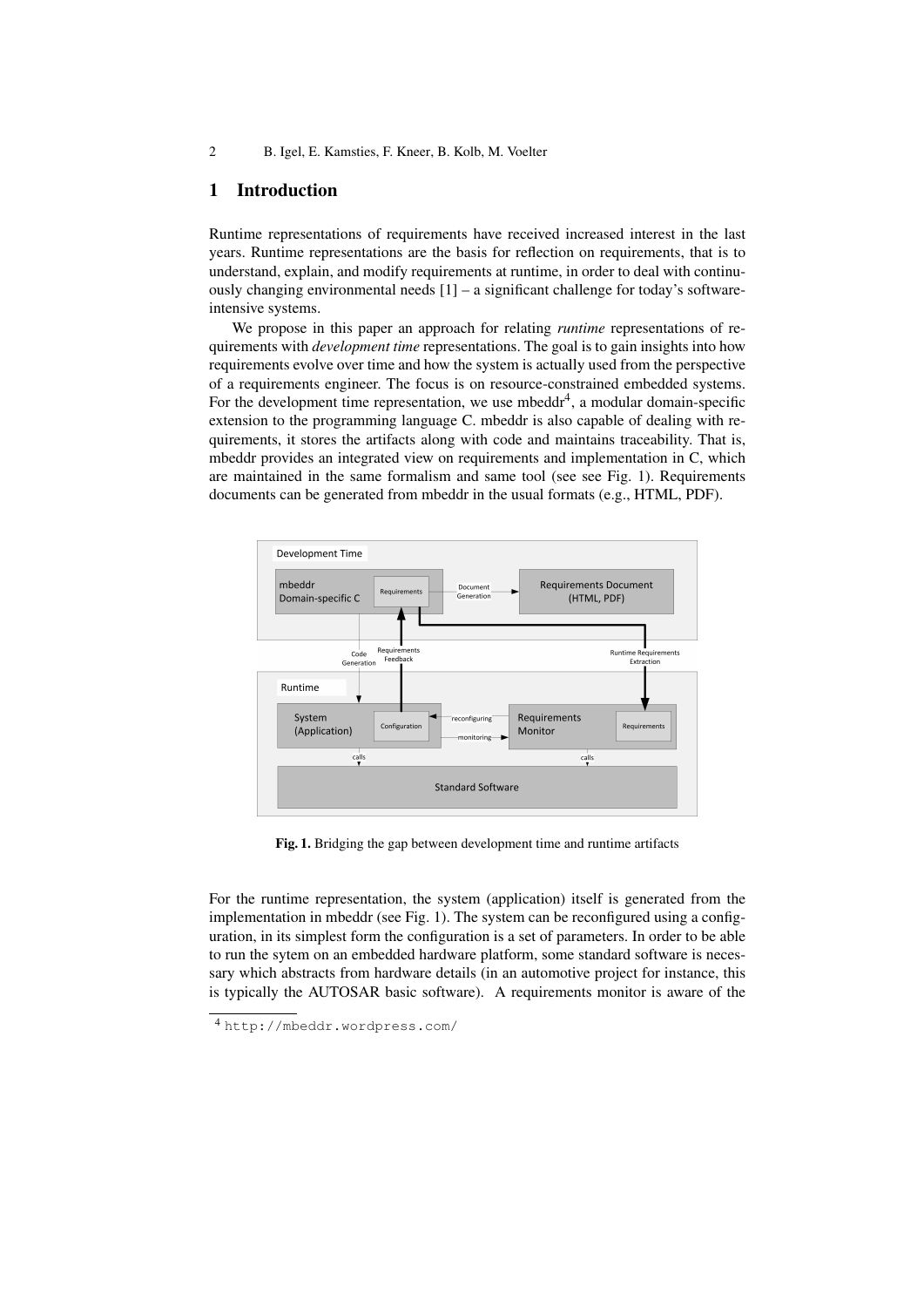# 1 Introduction

Runtime representations of requirements have received increased interest in the last years. Runtime representations are the basis for reflection on requirements, that is to understand, explain, and modify requirements at runtime, in order to deal with continuously changing environmental needs [1] – a significant challenge for today's software-intensive systems.

We propose in this paper an approach for relating *runtime* representations of requirements with *development time* representations. The goal is to gain insights into how requirements evolve over time and how the system is actually used from the perspective of a requirements engineer. The focus is on resource-constrained embedded systems. For the development time representation, we use mbeddr[4], a modular domain-specific extension to the programming language C. mbeddr is also capable of dealing with requirements, it stores the artifacts along with code and maintains traceability. That is, mbeddr provides an integrated view on requirements and implementation in C, which are maintained in the same formalism and same tool (see see Fig. 1). Requirements documents can be generated from mbeddr in the usual formats (e.g., HTML, PDF).

**Fig. 1.** Bridging the gap between development time and runtime artifacts

For the runtime representation, the system (application) itself is generated from the implementation in mbeddr (see Fig. 1). The system can be reconfigured using a configuration, in its simplest form the configuration is a set of parameters. In order to be able to run the sytem on an embedded hardware platform, some standard software is necessary which abstracts from hardware details (in an automotive project for instance, this is typically the AUTOSAR basic software). A requirements monitor is aware of the

[4] http://mbeddr.wordpress.com/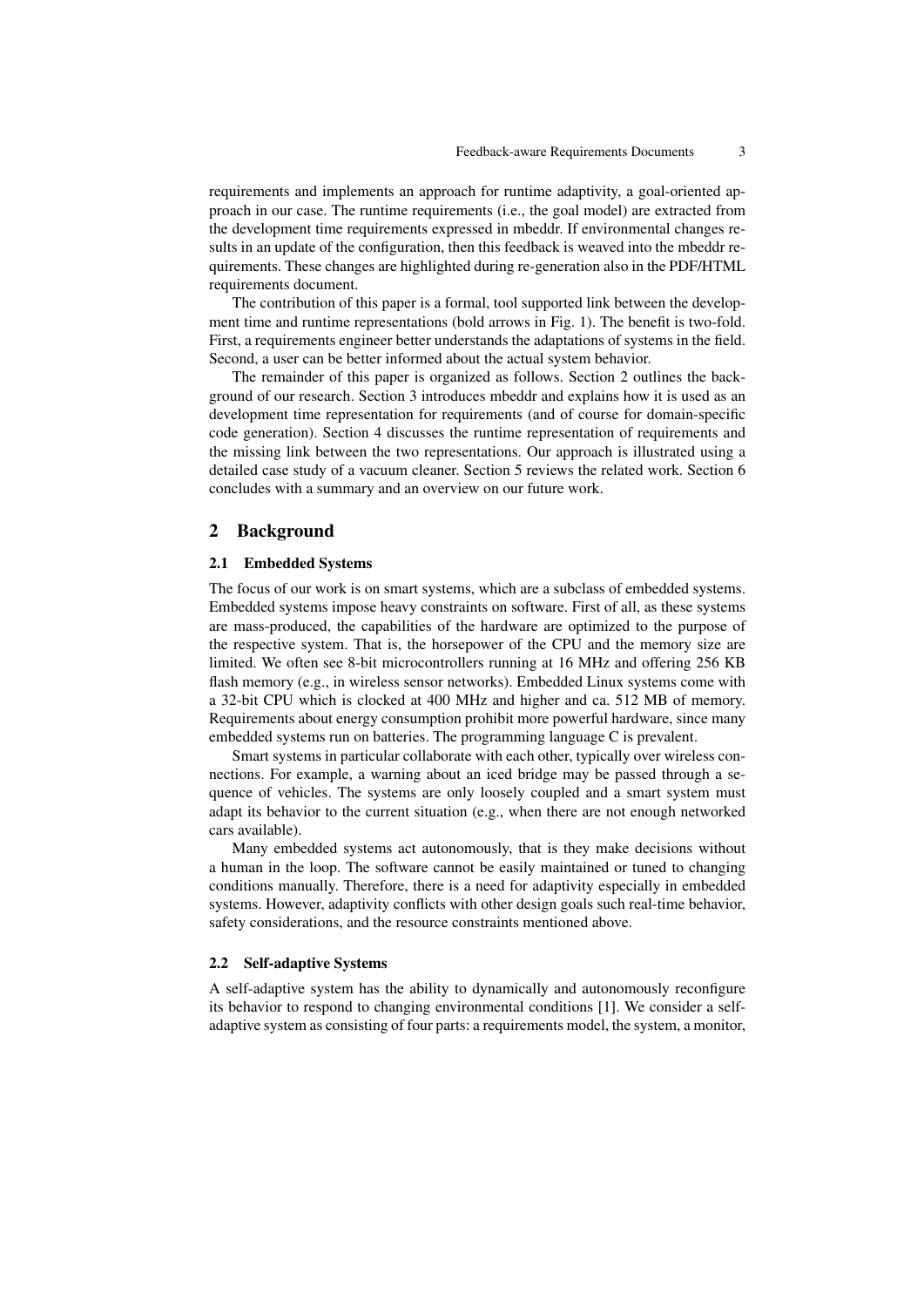requirements and implements an approach for runtime adaptivity, a goal-oriented approach in our case. The runtime requirements (i.e., the goal model) are extracted from the development time requirements expressed in mbeddr. If environmental changes results in an update of the configuration, then this feedback is weaved into the mbeddr requirements. These changes are highlighted during re-generation also in the PDF/HTML requirements document.

The contribution of this paper is a formal, tool supported link between the development time and runtime representations (bold arrows in Fig. 1). The benefit is two-fold. First, a requirements engineer better understands the adaptations of systems in the field. Second, a user can be better informed about the actual system behavior.

The remainder of this paper is organized as follows. Section 2 outlines the background of our research. Section 3 introduces mbeddr and explains how it is used as an development time representation for requirements (and of course for domain-specific code generation). Section 4 discusses the runtime representation of requirements and the missing link between the two representations. Our approach is illustrated using a detailed case study of a vacuum cleaner. Section 5 reviews the related work. Section 6 concludes with a summary and an overview on our future work.

## 2 Background

### 2.1 Embedded Systems

The focus of our work is on smart systems, which are a subclass of embedded systems. Embedded systems impose heavy constraints on software. First of all, as these systems are mass-produced, the capabilities of the hardware are optimized to the purpose of the respective system. That is, the horsepower of the CPU and the memory size are limited. We often see 8-bit microcontrollers running at 16 MHz and offering 256 KB flash memory (e.g., in wireless sensor networks). Embedded Linux systems come with a 32-bit CPU which is clocked at 400 MHz and higher and ca. 512 MB of memory. Requirements about energy consumption prohibit more powerful hardware, since many embedded systems run on batteries. The programming language C is prevalent.

Smart systems in particular collaborate with each other, typically over wireless connections. For example, a warning about an iced bridge may be passed through a sequence of vehicles. The systems are only loosely coupled and a smart system must adapt its behavior to the current situation (e.g., when there are not enough networked cars available).

Many embedded systems act autonomously, that is they make decisions without a human in the loop. The software cannot be easily maintained or tuned to changing conditions manually. Therefore, there is a need for adaptivity especially in embedded systems. However, adaptivity conflicts with other design goals such real-time behavior, safety considerations, and the resource constraints mentioned above.

### 2.2 Self-adaptive Systems

A self-adaptive system has the ability to dynamically and autonomously reconfigure its behavior to respond to changing environmental conditions [1]. We consider a self-adaptive system as consisting of four parts: a requirements model, the system, a monitor,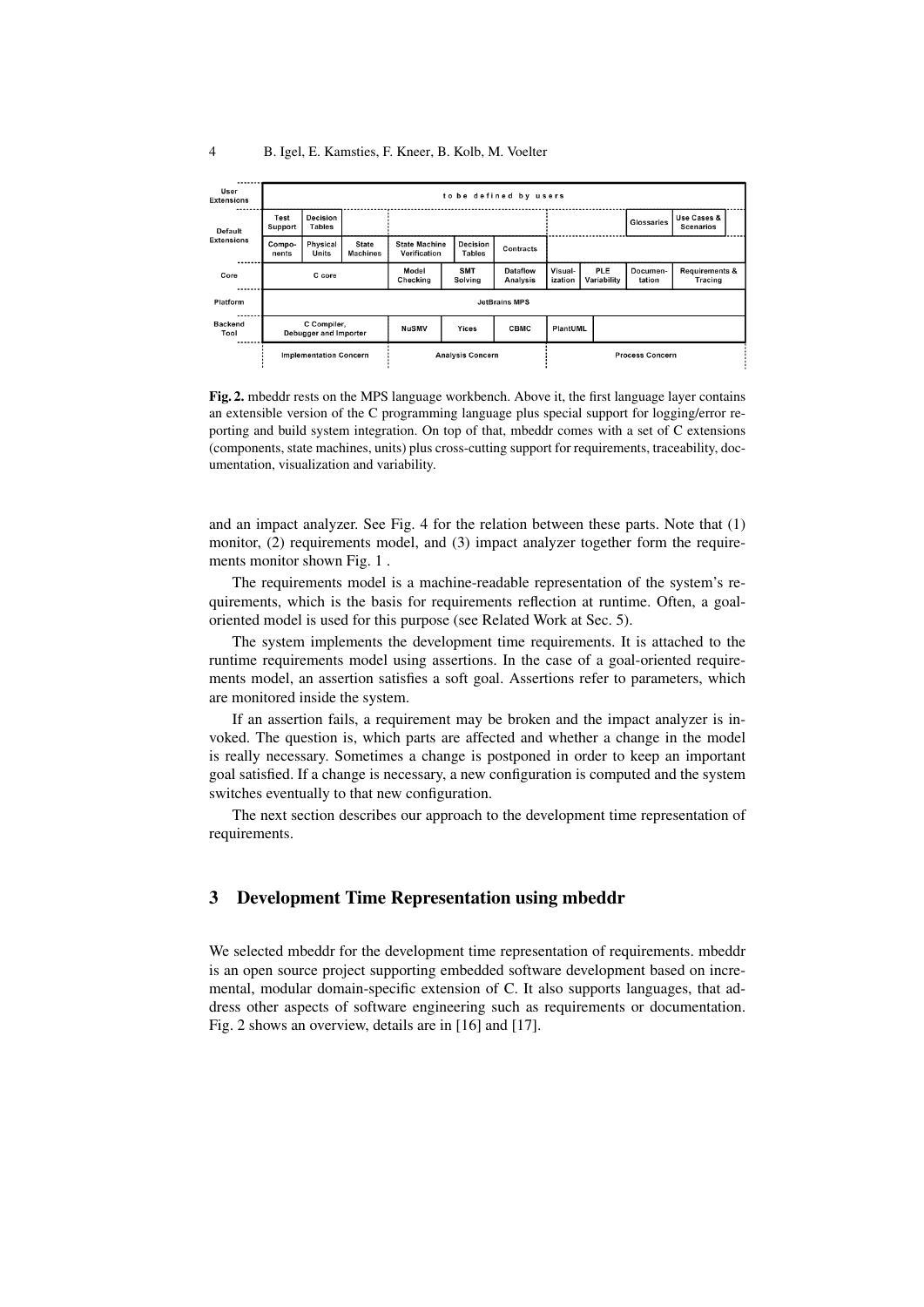| User Extensions | to be defined by users | | | | | | | | | | | |
|---|---|---|---|---|---|---|---|---|---|---|---|---|
| Default Extensions | Test Support | Decision Tables | | | | | | | | Glossaries | Use Cases & Scenarios | |
| | Compo-nents | Physical Units | State Machines | State Machine Verification | Decision Tables | Contracts | | | | | | |
| Core | C core | | | Model Checking | SMT Solving | Dataflow Analysis | Visual-ization | PLE Variability | Documen-tation | Requirements & Tracing | | |
| Platform | JetBrains MPS | | | | | | | | | | | |
| Backend Tool | C Compiler, Debugger and Importer | | | NuSMV | Yices | CBMC | PlantUML | | | | | |
| | Implementation Concern | | | Analysis Concern | | | Process Concern | | | | | |

**Fig. 2.** mbeddr rests on the MPS language workbench. Above it, the first language layer contains an extensible version of the C programming language plus special support for logging/error reporting and build system integration. On top of that, mbeddr comes with a set of C extensions (components, state machines, units) plus cross-cutting support for requirements, traceability, documentation, visualization and variability.

and an impact analyzer. See Fig. 4 for the relation between these parts. Note that (1) monitor, (2) requirements model, and (3) impact analyzer together form the requirements monitor shown Fig. 1 .

The requirements model is a machine-readable representation of the system's requirements, which is the basis for requirements reflection at runtime. Often, a goal-oriented model is used for this purpose (see Related Work at Sec. 5).

The system implements the development time requirements. It is attached to the runtime requirements model using assertions. In the case of a goal-oriented requirements model, an assertion satisfies a soft goal. Assertions refer to parameters, which are monitored inside the system.

If an assertion fails, a requirement may be broken and the impact analyzer is invoked. The question is, which parts are affected and whether a change in the model is really necessary. Sometimes a change is postponed in order to keep an important goal satisfied. If a change is necessary, a new configuration is computed and the system switches eventually to that new configuration.

The next section describes our approach to the development time representation of requirements.

## 3 Development Time Representation using mbeddr

We selected mbeddr for the development time representation of requirements. mbeddr is an open source project supporting embedded software development based on incremental, modular domain-specific extension of C. It also supports languages, that address other aspects of software engineering such as requirements or documentation. Fig. 2 shows an overview, details are in [16] and [17].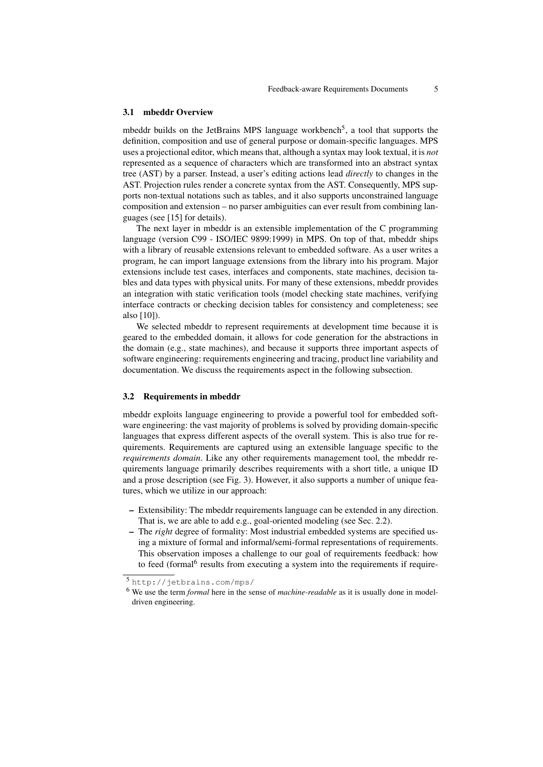### 3.1 mbeddr Overview

mbeddr builds on the JetBrains MPS language workbench[5], a tool that supports the definition, composition and use of general purpose or domain-specific languages. MPS uses a projectional editor, which means that, although a syntax may look textual, it is *not* represented as a sequence of characters which are transformed into an abstract syntax tree (AST) by a parser. Instead, a user's editing actions lead *directly* to changes in the AST. Projection rules render a concrete syntax from the AST. Consequently, MPS supports non-textual notations such as tables, and it also supports unconstrained language composition and extension – no parser ambiguities can ever result from combining languages (see [15] for details).

The next layer in mbeddr is an extensible implementation of the C programming language (version C99 - ISO/IEC 9899:1999) in MPS. On top of that, mbeddr ships with a library of reusable extensions relevant to embedded software. As a user writes a program, he can import language extensions from the library into his program. Major extensions include test cases, interfaces and components, state machines, decision tables and data types with physical units. For many of these extensions, mbeddr provides an integration with static verification tools (model checking state machines, verifying interface contracts or checking decision tables for consistency and completeness; see also [10]).

We selected mbeddr to represent requirements at development time because it is geared to the embedded domain, it allows for code generation for the abstractions in the domain (e.g., state machines), and because it supports three important aspects of software engineering: requirements engineering and tracing, product line variability and documentation. We discuss the requirements aspect in the following subsection.

### 3.2 Requirements in mbeddr

mbeddr exploits language engineering to provide a powerful tool for embedded software engineering: the vast majority of problems is solved by providing domain-specific languages that express different aspects of the overall system. This is also true for requirements. Requirements are captured using an extensible language specific to the *requirements domain*. Like any other requirements management tool, the mbeddr requirements language primarily describes requirements with a short title, a unique ID and a prose description (see Fig. 3). However, it also supports a number of unique features, which we utilize in our approach:

- Extensibility: The mbeddr requirements language can be extended in any direction. That is, we are able to add e.g., goal-oriented modeling (see Sec. 2.2).
- The *right* degree of formality: Most industrial embedded systems are specified using a mixture of formal and informal/semi-formal representations of requirements. This observation imposes a challenge to our goal of requirements feedback: how to feed (formal[6] results from executing a system into the requirements if require-

[5] http://jetbrains.com/mps/

[6] We use the term *formal* here in the sense of *machine-readable* as it is usually done in model-driven engineering.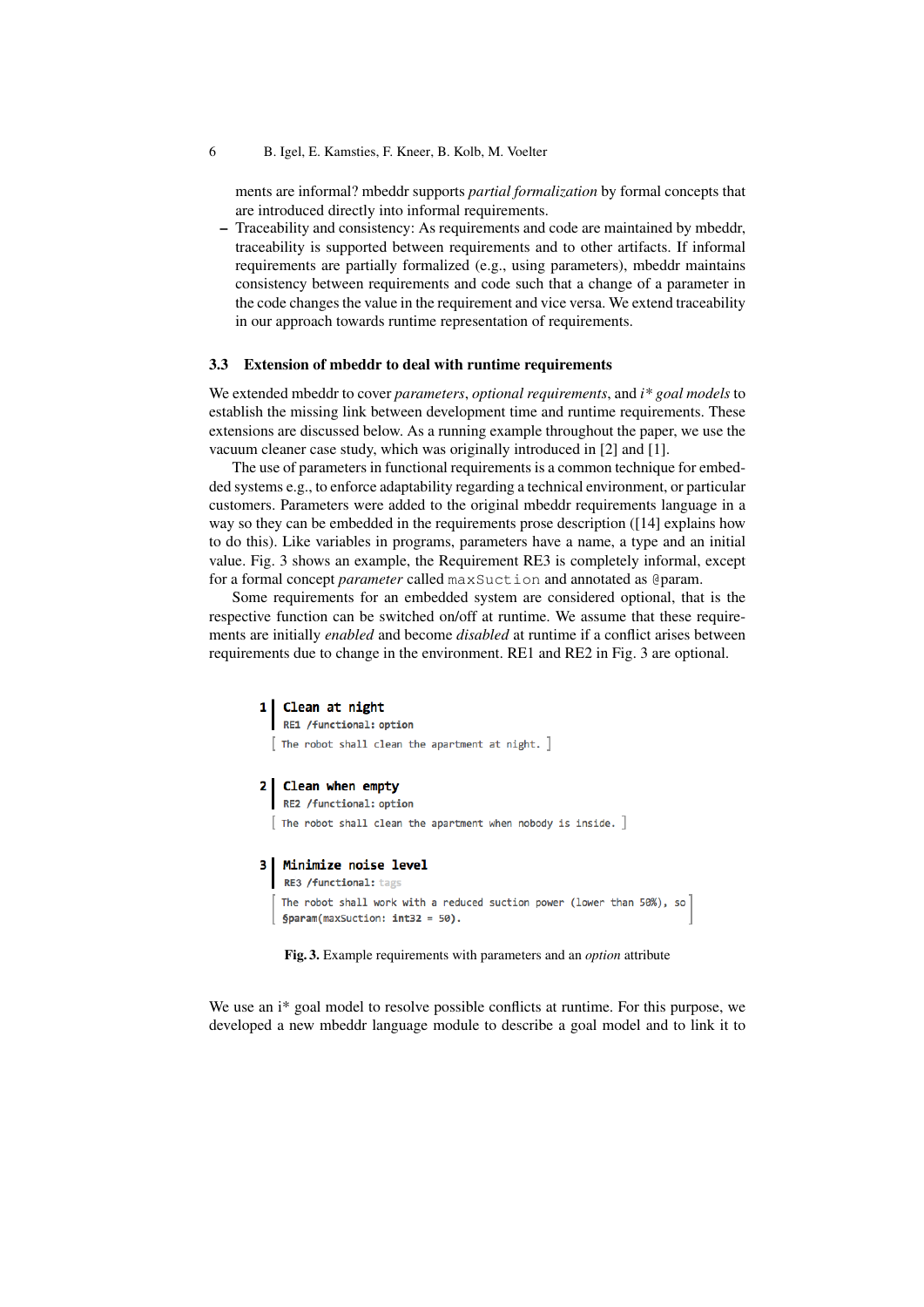ments are informal? mbeddr supports *partial formalization* by formal concepts that are introduced directly into informal requirements.

– Traceability and consistency: As requirements and code are maintained by mbeddr, traceability is supported between requirements and to other artifacts. If informal requirements are partially formalized (e.g., using parameters), mbeddr maintains consistency between requirements and code such that a change of a parameter in the code changes the value in the requirement and vice versa. We extend traceability in our approach towards runtime representation of requirements.

### 3.3 Extension of mbeddr to deal with runtime requirements

We extended mbeddr to cover *parameters*, *optional requirements*, and *i\* goal models* to establish the missing link between development time and runtime requirements. These extensions are discussed below. As a running example throughout the paper, we use the vacuum cleaner case study, which was originally introduced in [2] and [1].

The use of parameters in functional requirements is a common technique for embedded systems e.g., to enforce adaptability regarding a technical environment, or particular customers. Parameters were added to the original mbeddr requirements language in a way so they can be embedded in the requirements prose description ([14] explains how to do this). Like variables in programs, parameters have a name, a type and an initial value. Fig. 3 shows an example, the Requirement RE3 is completely informal, except for a formal concept *parameter* called `maxSuction` and annotated as @param.

Some requirements for an embedded system are considered optional, that is the respective function can be switched on/off at runtime. We assume that these requirements are initially *enabled* and become *disabled* at runtime if a conflict arises between requirements due to change in the environment. RE1 and RE2 in Fig. 3 are optional.

```
1 | Clean at night
  | RE1 /functional: option
  [ The robot shall clean the apartment at night. ]

2 | Clean when empty
  | RE2 /functional: option
  [ The robot shall clean the apartment when nobody is inside. ]

3 | Minimize noise level
  | RE3 /functional: tags
  [ The robot shall work with a reduced suction power (lower than 50%), so
    §param(maxSuction: int32 = 50). ]
```

**Fig. 3.** Example requirements with parameters and an *option* attribute

We use an i\* goal model to resolve possible conflicts at runtime. For this purpose, we developed a new mbeddr language module to describe a goal model and to link it to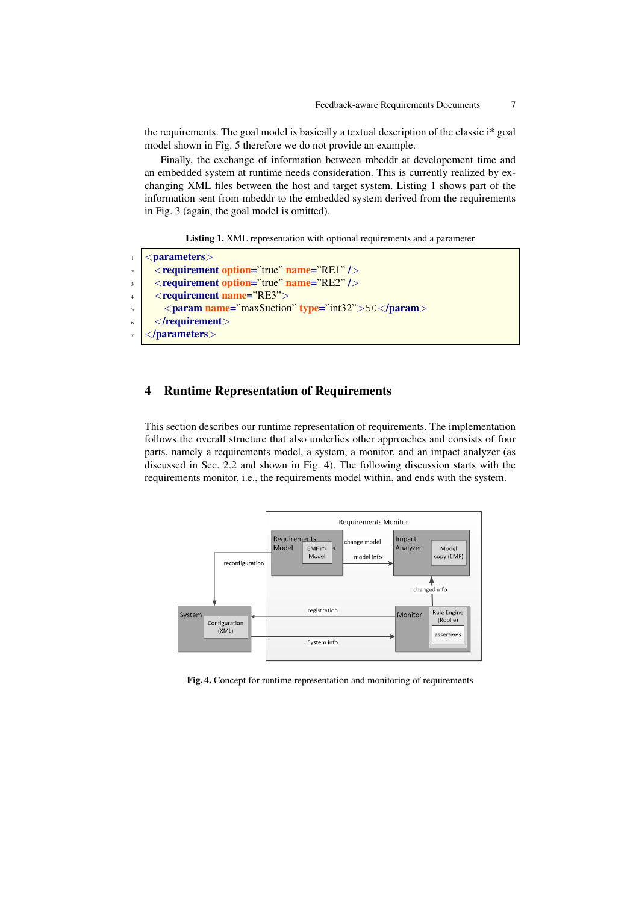the requirements. The goal model is basically a textual description of the classic i* goal model shown in Fig. 5 therefore we do not provide an example.

Finally, the exchange of information between mbeddr at developement time and an embedded system at runtime needs consideration. This is currently realized by exchanging XML files between the host and target system. Listing 1 shows part of the information sent from mbeddr to the embedded system derived from the requirements in Fig. 3 (again, the goal model is omitted).

**Listing 1.** XML representation with optional requirements and a parameter

```xml
<parameters>
  <requirement option="true" name="RE1" />
  <requirement option="true" name="RE2" />
  <requirement name="RE3">
    <param name="maxSuction" type="int32">50</param>
  </requirement>
</parameters>
```

## 4 Runtime Representation of Requirements

This section describes our runtime representation of requirements. The implementation follows the overall structure that also underlies other approaches and consists of four parts, namely a requirements model, a system, a monitor, and an impact analyzer (as discussed in Sec. 2.2 and shown in Fig. 4). The following discussion starts with the requirements monitor, i.e., the requirements model within, and ends with the system.

**Fig. 4.** Concept for runtime representation and monitoring of requirements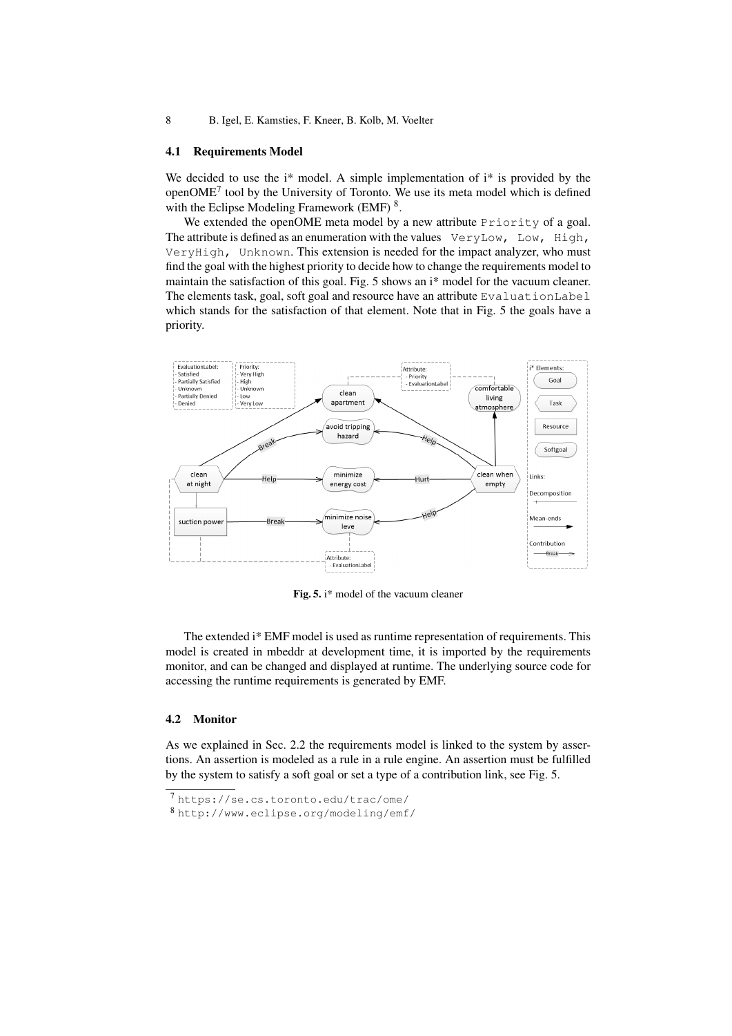### 4.1 Requirements Model

We decided to use the i* model. A simple implementation of i* is provided by the openOME[7] tool by the University of Toronto. We use its meta model which is defined with the Eclipse Modeling Framework (EMF) [8].

We extended the openOME meta model by a new attribute `Priority` of a goal. The attribute is defined as an enumeration with the values `VeryLow, Low, High, VeryHigh, Unknown`. This extension is needed for the impact analyzer, who must find the goal with the highest priority to decide how to change the requirements model to maintain the satisfaction of this goal. Fig. 5 shows an i* model for the vacuum cleaner. The elements task, goal, soft goal and resource have an attribute `EvaluationLabel` which stands for the satisfaction of that element. Note that in Fig. 5 the goals have a priority.

**Fig. 5.** i* model of the vacuum cleaner

The extended i* EMF model is used as runtime representation of requirements. This model is created in mbeddr at development time, it is imported by the requirements monitor, and can be changed and displayed at runtime. The underlying source code for accessing the runtime requirements is generated by EMF.

### 4.2 Monitor

As we explained in Sec. 2.2 the requirements model is linked to the system by assertions. An assertion is modeled as a rule in a rule engine. An assertion must be fulfilled by the system to satisfy a soft goal or set a type of a contribution link, see Fig. 5.

---

[7] https://se.cs.toronto.edu/trac/ome/

[8] http://www.eclipse.org/modeling/emf/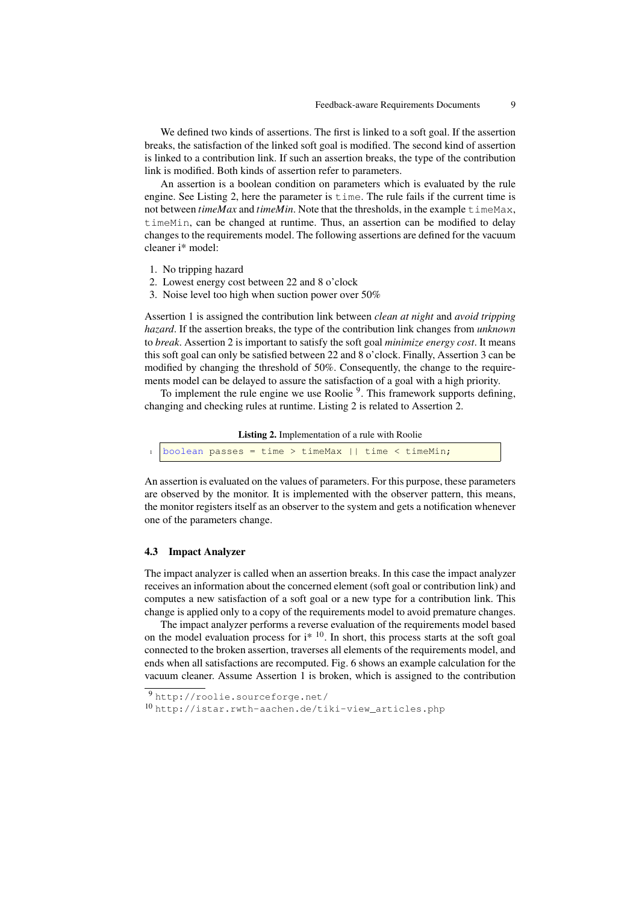We defined two kinds of assertions. The first is linked to a soft goal. If the assertion breaks, the satisfaction of the linked soft goal is modified. The second kind of assertion is linked to a contribution link. If such an assertion breaks, the type of the contribution link is modified. Both kinds of assertion refer to parameters.

An assertion is a boolean condition on parameters which is evaluated by the rule engine. See Listing 2, here the parameter is `time`. The rule fails if the current time is not between *timeMax* and *timeMin*. Note that the thresholds, in the example `timeMax`, `timeMin`, can be changed at runtime. Thus, an assertion can be modified to delay changes to the requirements model. The following assertions are defined for the vacuum cleaner i* model:

1. No tripping hazard
2. Lowest energy cost between 22 and 8 o'clock
3. Noise level too high when suction power over 50%

Assertion 1 is assigned the contribution link between *clean at night* and *avoid tripping hazard*. If the assertion breaks, the type of the contribution link changes from *unknown* to *break*. Assertion 2 is important to satisfy the soft goal *minimize energy cost*. It means this soft goal can only be satisfied between 22 and 8 o'clock. Finally, Assertion 3 can be modified by changing the threshold of 50%. Consequently, the change to the requirements model can be delayed to assure the satisfaction of a goal with a high priority.

To implement the rule engine we use Roolie [9]. This framework supports defining, changing and checking rules at runtime. Listing 2 is related to Assertion 2.

**Listing 2.** Implementation of a rule with Roolie

```
boolean passes = time > timeMax || time < timeMin;
```

An assertion is evaluated on the values of parameters. For this purpose, these parameters are observed by the monitor. It is implemented with the observer pattern, this means, the monitor registers itself as an observer to the system and gets a notification whenever one of the parameters change.

### 4.3 Impact Analyzer

The impact analyzer is called when an assertion breaks. In this case the impact analyzer receives an information about the concerned element (soft goal or contribution link) and computes a new satisfaction of a soft goal or a new type for a contribution link. This change is applied only to a copy of the requirements model to avoid premature changes.

The impact analyzer performs a reverse evaluation of the requirements model based on the model evaluation process for i* [10]. In short, this process starts at the soft goal connected to the broken assertion, traverses all elements of the requirements model, and ends when all satisfactions are recomputed. Fig. 6 shows an example calculation for the vacuum cleaner. Assume Assertion 1 is broken, which is assigned to the contribution

[9] `http://roolie.sourceforge.net/`

[10] `http://istar.rwth-aachen.de/tiki-view_articles.php`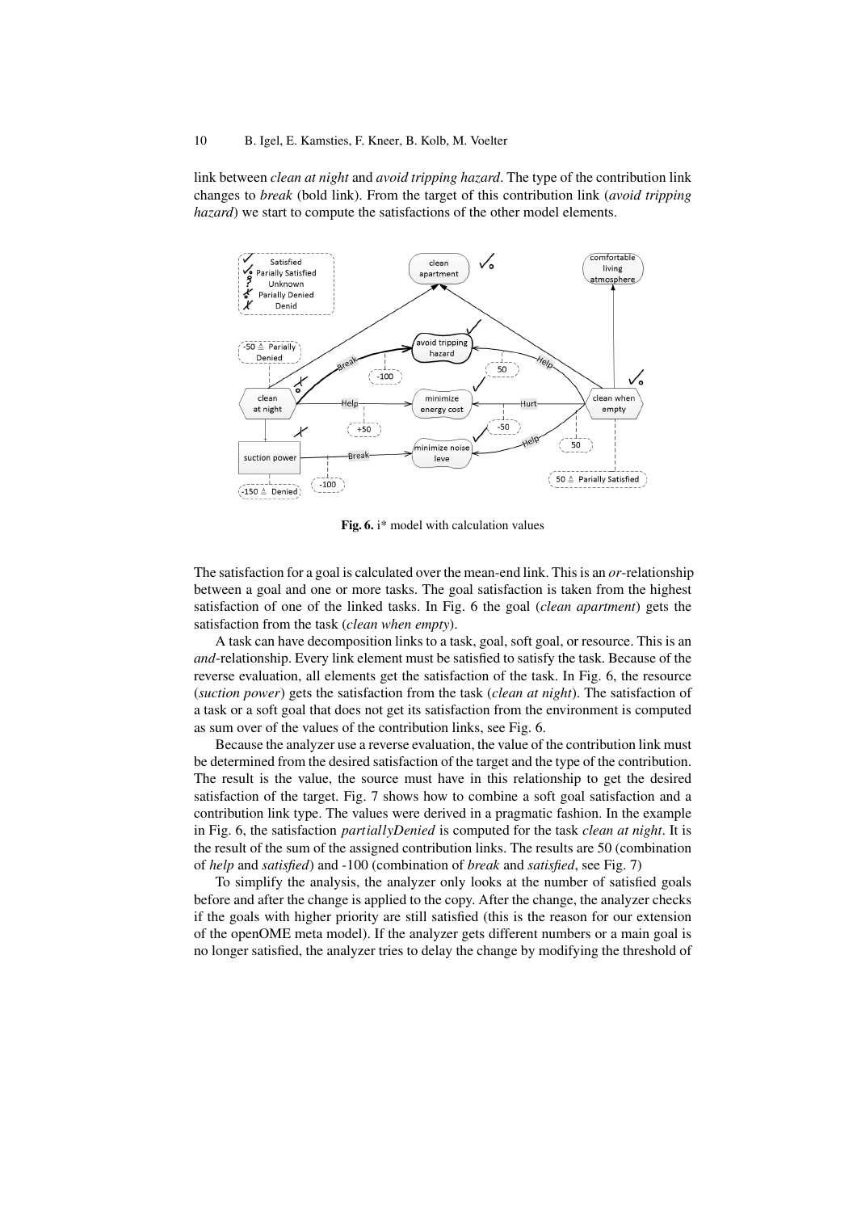link between *clean at night* and *avoid tripping hazard*. The type of the contribution link changes to *break* (bold link). From the target of this contribution link (*avoid tripping hazard*) we start to compute the satisfactions of the other model elements.

**Fig. 6.** i* model with calculation values

The satisfaction for a goal is calculated over the mean-end link. This is an *or*-relationship between a goal and one or more tasks. The goal satisfaction is taken from the highest satisfaction of one of the linked tasks. In Fig. 6 the goal (*clean apartment*) gets the satisfaction from the task (*clean when empty*).

A task can have decomposition links to a task, goal, soft goal, or resource. This is an *and*-relationship. Every link element must be satisfied to satisfy the task. Because of the reverse evaluation, all elements get the satisfaction of the task. In Fig. 6, the resource (*suction power*) gets the satisfaction from the task (*clean at night*). The satisfaction of a task or a soft goal that does not get its satisfaction from the environment is computed as sum over of the values of the contribution links, see Fig. 6.

Because the analyzer use a reverse evaluation, the value of the contribution link must be determined from the desired satisfaction of the target and the type of the contribution. The result is the value, the source must have in this relationship to get the desired satisfaction of the target. Fig. 7 shows how to combine a soft goal satisfaction and a contribution link type. The values were derived in a pragmatic fashion. In the example in Fig. 6, the satisfaction *partiallyDenied* is computed for the task *clean at night*. It is the result of the sum of the assigned contribution links. The results are 50 (combination of *help* and *satisfied*) and -100 (combination of *break* and *satisfied*, see Fig. 7)

To simplify the analysis, the analyzer only looks at the number of satisfied goals before and after the change is applied to the copy. After the change, the analyzer checks if the goals with higher priority are still satisfied (this is the reason for our extension of the openOME meta model). If the analyzer gets different numbers or a main goal is no longer satisfied, the analyzer tries to delay the change by modifying the threshold of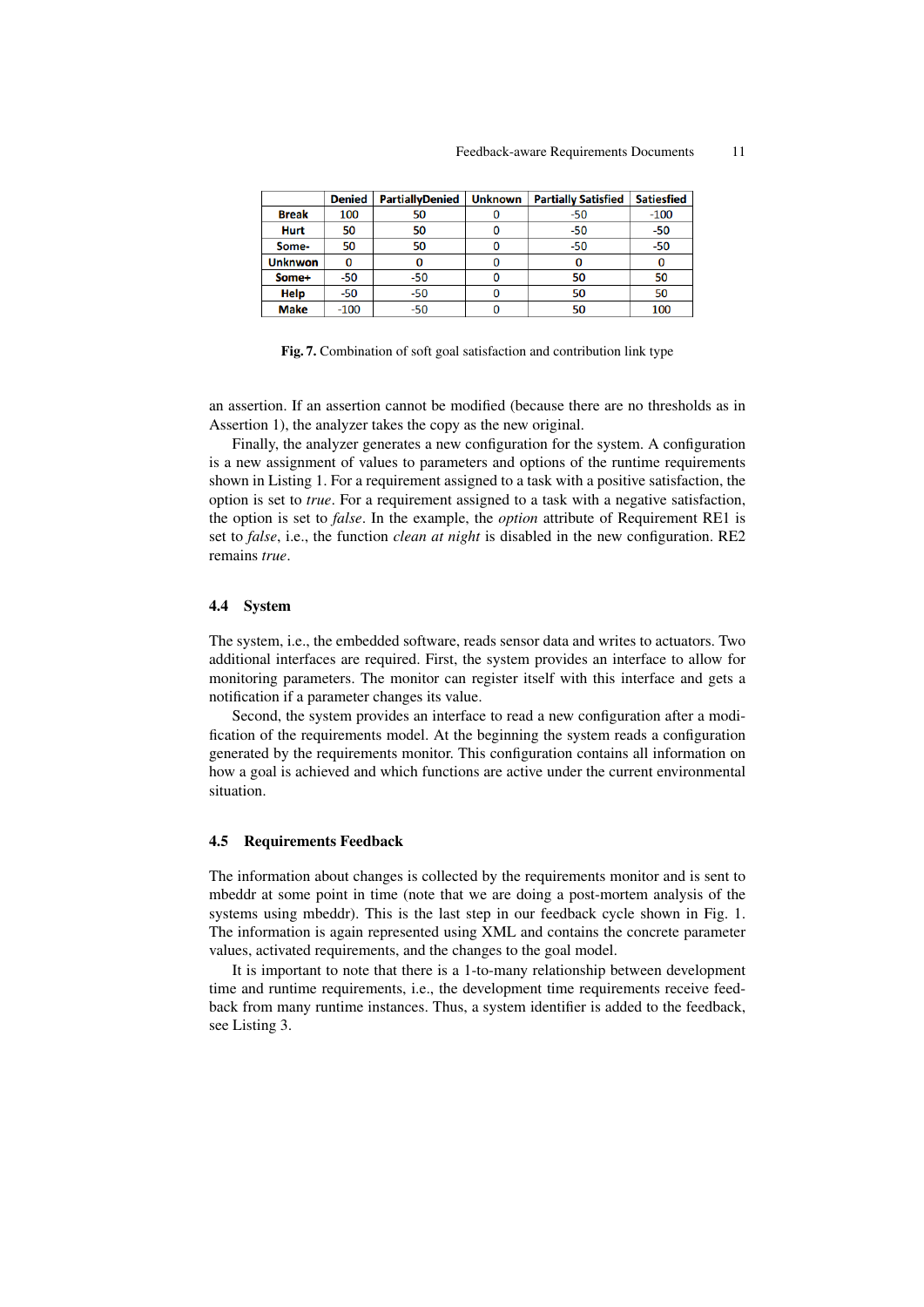|  | Denied | PartiallyDenied | Unknown | Partially Satisfied | Satiesfied |
|---|---|---|---|---|---|
| Break | 100 | 50 | 0 | -50 | -100 |
| Hurt | 50 | 50 | 0 | -50 | -50 |
| Some- | 50 | 50 | 0 | -50 | -50 |
| Unknwon | 0 | 0 | 0 | 0 | 0 |
| Some+ | -50 | -50 | 0 | 50 | 50 |
| Help | -50 | -50 | 0 | 50 | 50 |
| Make | -100 | -50 | 0 | 50 | 100 |

**Fig. 7.** Combination of soft goal satisfaction and contribution link type

an assertion. If an assertion cannot be modified (because there are no thresholds as in Assertion 1), the analyzer takes the copy as the new original.

Finally, the analyzer generates a new configuration for the system. A configuration is a new assignment of values to parameters and options of the runtime requirements shown in Listing 1. For a requirement assigned to a task with a positive satisfaction, the option is set to *true*. For a requirement assigned to a task with a negative satisfaction, the option is set to *false*. In the example, the *option* attribute of Requirement RE1 is set to *false*, i.e., the function *clean at night* is disabled in the new configuration. RE2 remains *true*.

### 4.4 System

The system, i.e., the embedded software, reads sensor data and writes to actuators. Two additional interfaces are required. First, the system provides an interface to allow for monitoring parameters. The monitor can register itself with this interface and gets a notification if a parameter changes its value.

Second, the system provides an interface to read a new configuration after a modification of the requirements model. At the beginning the system reads a configuration generated by the requirements monitor. This configuration contains all information on how a goal is achieved and which functions are active under the current environmental situation.

### 4.5 Requirements Feedback

The information about changes is collected by the requirements monitor and is sent to mbeddr at some point in time (note that we are doing a post-mortem analysis of the systems using mbeddr). This is the last step in our feedback cycle shown in Fig. 1. The information is again represented using XML and contains the concrete parameter values, activated requirements, and the changes to the goal model.

It is important to note that there is a 1-to-many relationship between development time and runtime requirements, i.e., the development time requirements receive feedback from many runtime instances. Thus, a system identifier is added to the feedback, see Listing 3.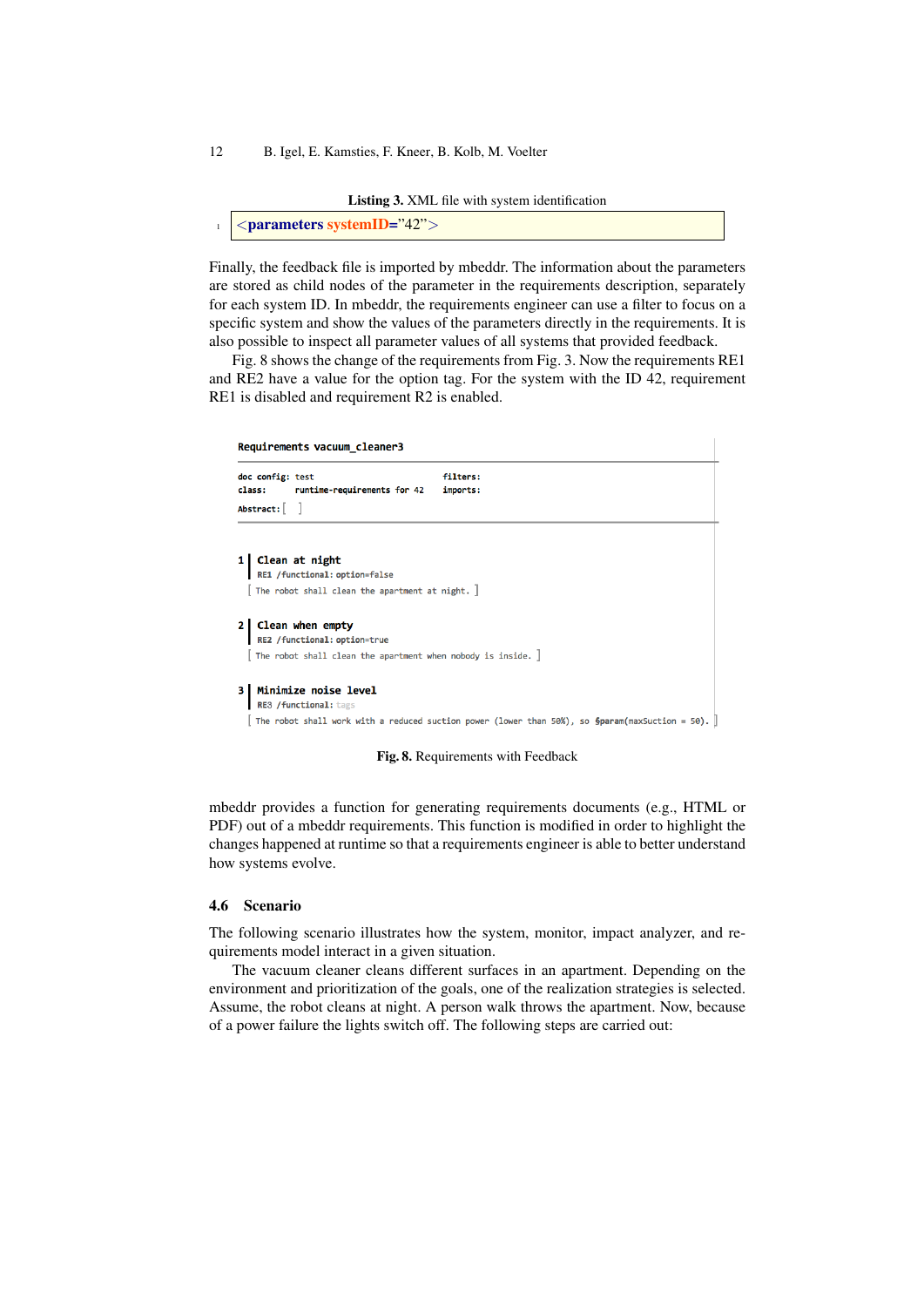**Listing 3.** XML file with system identification

```
<parameters systemID="42">
```

Finally, the feedback file is imported by mbeddr. The information about the parameters are stored as child nodes of the parameter in the requirements description, separately for each system ID. In mbeddr, the requirements engineer can use a filter to focus on a specific system and show the values of the parameters directly in the requirements. It is also possible to inspect all parameter values of all systems that provided feedback.

Fig. 8 shows the change of the requirements from Fig. 3. Now the requirements RE1 and RE2 have a value for the option tag. For the system with the ID 42, requirement RE1 is disabled and requirement R2 is enabled.

```
Requirements vacuum_cleaner3

doc config: test                              filters:
class:      runtime-requirements for 42       imports:
Abstract: [  ]

1 | Clean at night
  | RE1 /functional: option=false
  [ The robot shall clean the apartment at night. ]

2 | Clean when empty
  | RE2 /functional: option=true
  [ The robot shall clean the apartment when nobody is inside. ]

3 | Minimize noise level
  | RE3 /functional: tags
  [ The robot shall work with a reduced suction power (lower than 50%), so $param(maxSuction = 50). ]
```

**Fig. 8.** Requirements with Feedback

mbeddr provides a function for generating requirements documents (e.g., HTML or PDF) out of a mbeddr requirements. This function is modified in order to highlight the changes happened at runtime so that a requirements engineer is able to better understand how systems evolve.

### 4.6 Scenario

The following scenario illustrates how the system, monitor, impact analyzer, and requirements model interact in a given situation.

The vacuum cleaner cleans different surfaces in an apartment. Depending on the environment and prioritization of the goals, one of the realization strategies is selected. Assume, the robot cleans at night. A person walk throws the apartment. Now, because of a power failure the lights switch off. The following steps are carried out: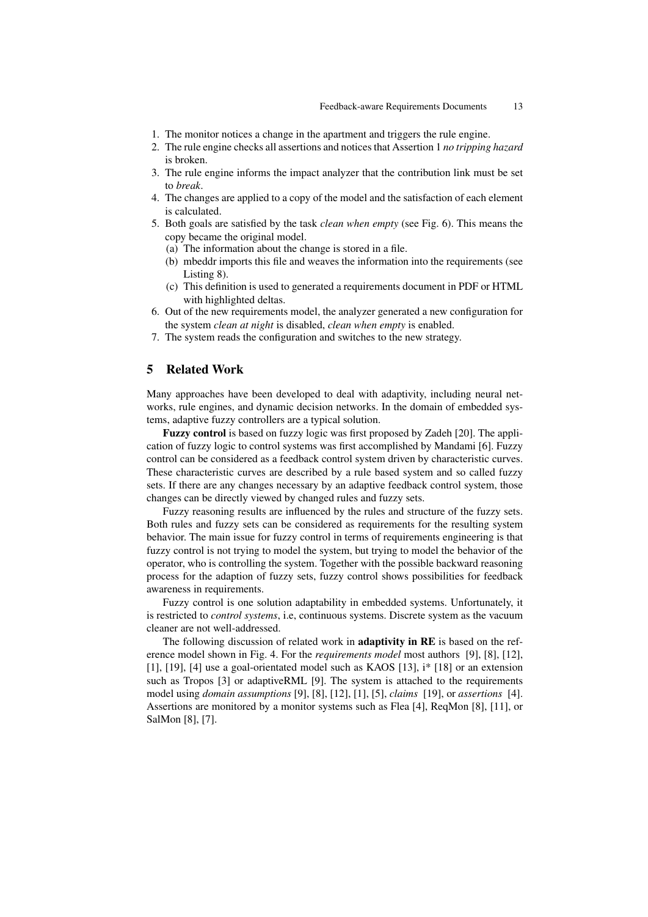1. The monitor notices a change in the apartment and triggers the rule engine.
2. The rule engine checks all assertions and notices that Assertion 1 *no tripping hazard* is broken.
3. The rule engine informs the impact analyzer that the contribution link must be set to *break*.
4. The changes are applied to a copy of the model and the satisfaction of each element is calculated.
5. Both goals are satisfied by the task *clean when empty* (see Fig. 6). This means the copy became the original model.
   (a) The information about the change is stored in a file.
   (b) mbeddr imports this file and weaves the information into the requirements (see Listing 8).
   (c) This definition is used to generated a requirements document in PDF or HTML with highlighted deltas.
6. Out of the new requirements model, the analyzer generated a new configuration for the system *clean at night* is disabled, *clean when empty* is enabled.
7. The system reads the configuration and switches to the new strategy.

## 5 Related Work

Many approaches have been developed to deal with adaptivity, including neural networks, rule engines, and dynamic decision networks. In the domain of embedded systems, adaptive fuzzy controllers are a typical solution.

**Fuzzy control** is based on fuzzy logic was first proposed by Zadeh [20]. The application of fuzzy logic to control systems was first accomplished by Mandami [6]. Fuzzy control can be considered as a feedback control system driven by characteristic curves. These characteristic curves are described by a rule based system and so called fuzzy sets. If there are any changes necessary by an adaptive feedback control system, those changes can be directly viewed by changed rules and fuzzy sets.

Fuzzy reasoning results are influenced by the rules and structure of the fuzzy sets. Both rules and fuzzy sets can be considered as requirements for the resulting system behavior. The main issue for fuzzy control in terms of requirements engineering is that fuzzy control is not trying to model the system, but trying to model the behavior of the operator, who is controlling the system. Together with the possible backward reasoning process for the adaption of fuzzy sets, fuzzy control shows possibilities for feedback awareness in requirements.

Fuzzy control is one solution adaptability in embedded systems. Unfortunately, it is restricted to *control systems*, i.e, continuous systems. Discrete system as the vacuum cleaner are not well-addressed.

The following discussion of related work in **adaptivity in RE** is based on the reference model shown in Fig. 4. For the *requirements model* most authors [9], [8], [12], [1], [19], [4] use a goal-orientated model such as KAOS [13], i* [18] or an extension such as Tropos [3] or adaptiveRML [9]. The system is attached to the requirements model using *domain assumptions* [9], [8], [12], [1], [5], *claims* [19], or *assertions* [4]. Assertions are monitored by a monitor systems such as Flea [4], ReqMon [8], [11], or SalMon [8], [7].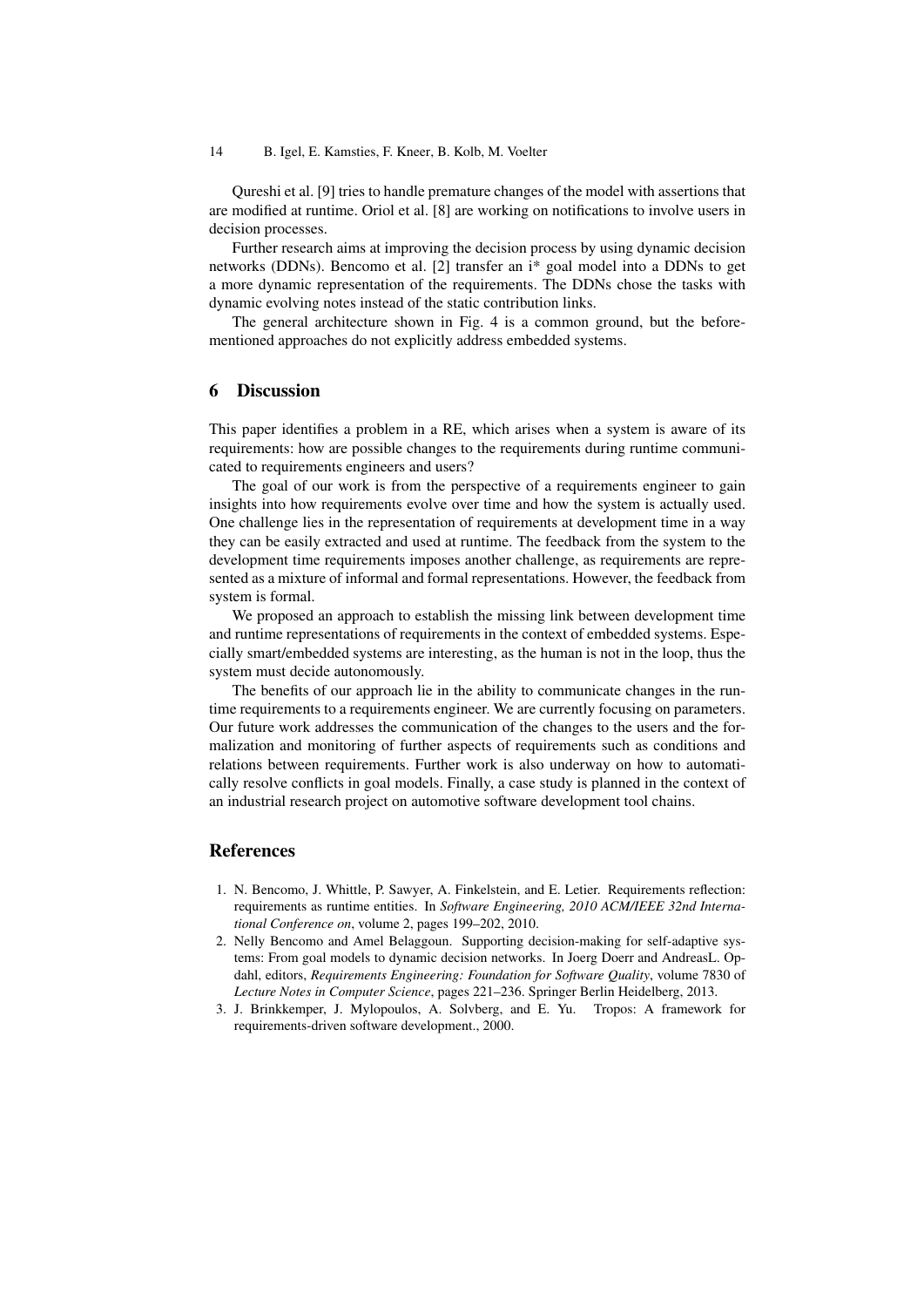Qureshi et al. [9] tries to handle premature changes of the model with assertions that are modified at runtime. Oriol et al. [8] are working on notifications to involve users in decision processes.

Further research aims at improving the decision process by using dynamic decision networks (DDNs). Bencomo et al. [2] transfer an i* goal model into a DDNs to get a more dynamic representation of the requirements. The DDNs chose the tasks with dynamic evolving notes instead of the static contribution links.

The general architecture shown in Fig. 4 is a common ground, but the beforementioned approaches do not explicitly address embedded systems.

## 6 Discussion

This paper identifies a problem in a RE, which arises when a system is aware of its requirements: how are possible changes to the requirements during runtime communicated to requirements engineers and users?

The goal of our work is from the perspective of a requirements engineer to gain insights into how requirements evolve over time and how the system is actually used. One challenge lies in the representation of requirements at development time in a way they can be easily extracted and used at runtime. The feedback from the system to the development time requirements imposes another challenge, as requirements are represented as a mixture of informal and formal representations. However, the feedback from system is formal.

We proposed an approach to establish the missing link between development time and runtime representations of requirements in the context of embedded systems. Especially smart/embedded systems are interesting, as the human is not in the loop, thus the system must decide autonomously.

The benefits of our approach lie in the ability to communicate changes in the runtime requirements to a requirements engineer. We are currently focusing on parameters. Our future work addresses the communication of the changes to the users and the formalization and monitoring of further aspects of requirements such as conditions and relations between requirements. Further work is also underway on how to automatically resolve conflicts in goal models. Finally, a case study is planned in the context of an industrial research project on automotive software development tool chains.

## References

1. N. Bencomo, J. Whittle, P. Sawyer, A. Finkelstein, and E. Letier. Requirements reflection: requirements as runtime entities. In *Software Engineering, 2010 ACM/IEEE 32nd International Conference on*, volume 2, pages 199–202, 2010.
2. Nelly Bencomo and Amel Belaggoun. Supporting decision-making for self-adaptive systems: From goal models to dynamic decision networks. In Joerg Doerr and AndreasL. Opdahl, editors, *Requirements Engineering: Foundation for Software Quality*, volume 7830 of *Lecture Notes in Computer Science*, pages 221–236. Springer Berlin Heidelberg, 2013.
3. J. Brinkkemper, J. Mylopoulos, A. Solvberg, and E. Yu. Tropos: A framework for requirements-driven software development., 2000.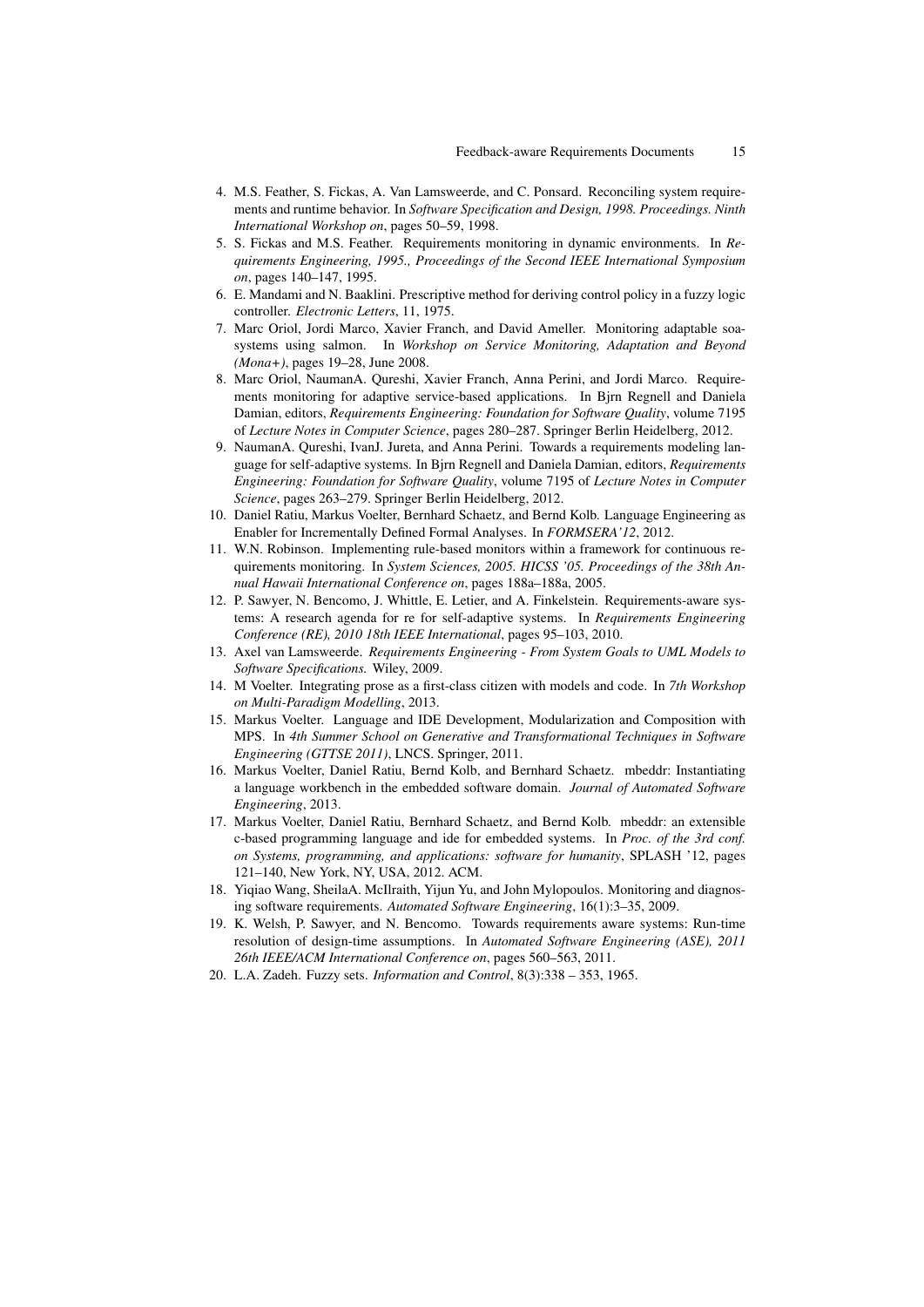4. M.S. Feather, S. Fickas, A. Van Lamsweerde, and C. Ponsard. Reconciling system requirements and runtime behavior. In *Software Specification and Design, 1998. Proceedings. Ninth International Workshop on*, pages 50–59, 1998.
5. S. Fickas and M.S. Feather. Requirements monitoring in dynamic environments. In *Requirements Engineering, 1995., Proceedings of the Second IEEE International Symposium on*, pages 140–147, 1995.
6. E. Mandami and N. Baaklini. Prescriptive method for deriving control policy in a fuzzy logic controller. *Electronic Letters*, 11, 1975.
7. Marc Oriol, Jordi Marco, Xavier Franch, and David Ameller. Monitoring adaptable soa-systems using salmon. In *Workshop on Service Monitoring, Adaptation and Beyond (Mona+)*, pages 19–28, June 2008.
8. Marc Oriol, NaumanA. Qureshi, Xavier Franch, Anna Perini, and Jordi Marco. Requirements monitoring for adaptive service-based applications. In Bjrn Regnell and Daniela Damian, editors, *Requirements Engineering: Foundation for Software Quality*, volume 7195 of *Lecture Notes in Computer Science*, pages 280–287. Springer Berlin Heidelberg, 2012.
9. NaumanA. Qureshi, IvanJ. Jureta, and Anna Perini. Towards a requirements modeling language for self-adaptive systems. In Bjrn Regnell and Daniela Damian, editors, *Requirements Engineering: Foundation for Software Quality*, volume 7195 of *Lecture Notes in Computer Science*, pages 263–279. Springer Berlin Heidelberg, 2012.
10. Daniel Ratiu, Markus Voelter, Bernhard Schaetz, and Bernd Kolb. Language Engineering as Enabler for Incrementally Defined Formal Analyses. In *FORMSERA'12*, 2012.
11. W.N. Robinson. Implementing rule-based monitors within a framework for continuous requirements monitoring. In *System Sciences, 2005. HICSS '05. Proceedings of the 38th Annual Hawaii International Conference on*, pages 188a–188a, 2005.
12. P. Sawyer, N. Bencomo, J. Whittle, E. Letier, and A. Finkelstein. Requirements-aware systems: A research agenda for re for self-adaptive systems. In *Requirements Engineering Conference (RE), 2010 18th IEEE International*, pages 95–103, 2010.
13. Axel van Lamsweerde. *Requirements Engineering - From System Goals to UML Models to Software Specifications.* Wiley, 2009.
14. M Voelter. Integrating prose as a first-class citizen with models and code. In *7th Workshop on Multi-Paradigm Modelling*, 2013.
15. Markus Voelter. Language and IDE Development, Modularization and Composition with MPS. In *4th Summer School on Generative and Transformational Techniques in Software Engineering (GTTSE 2011)*, LNCS. Springer, 2011.
16. Markus Voelter, Daniel Ratiu, Bernd Kolb, and Bernhard Schaetz. mbeddr: Instantiating a language workbench in the embedded software domain. *Journal of Automated Software Engineering*, 2013.
17. Markus Voelter, Daniel Ratiu, Bernhard Schaetz, and Bernd Kolb. mbeddr: an extensible c-based programming language and ide for embedded systems. In *Proc. of the 3rd conf. on Systems, programming, and applications: software for humanity*, SPLASH '12, pages 121–140, New York, NY, USA, 2012. ACM.
18. Yiqiao Wang, SheilaA. McIlraith, Yijun Yu, and John Mylopoulos. Monitoring and diagnosing software requirements. *Automated Software Engineering*, 16(1):3–35, 2009.
19. K. Welsh, P. Sawyer, and N. Bencomo. Towards requirements aware systems: Run-time resolution of design-time assumptions. In *Automated Software Engineering (ASE), 2011 26th IEEE/ACM International Conference on*, pages 560–563, 2011.
20. L.A. Zadeh. Fuzzy sets. *Information and Control*, 8(3):338 – 353, 1965.